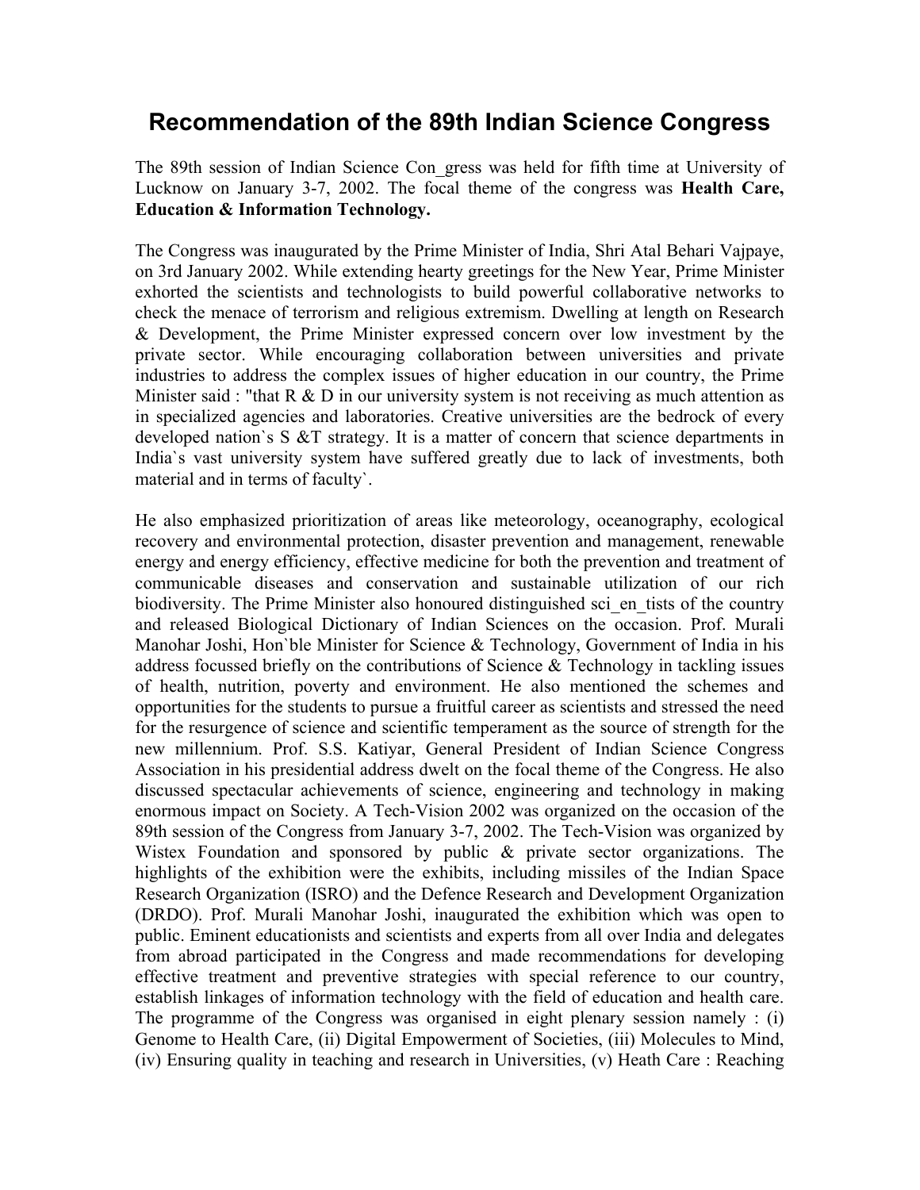# Recommendation of the 89th Indian Science Congress

The 89th session of Indian Science Con_gress was held for fifth time at University of Lucknow on January 3-7, 2002. The focal theme of the congress was **Health Care, Education & Information Technology.**

The Congress was inaugurated by the Prime Minister of India, Shri Atal Behari Vajpaye, on 3rd January 2002. While extending hearty greetings for the New Year, Prime Minister exhorted the scientists and technologists to build powerful collaborative networks to check the menace of terrorism and religious extremism. Dwelling at length on Research & Development, the Prime Minister expressed concern over low investment by the private sector. While encouraging collaboration between universities and private industries to address the complex issues of higher education in our country, the Prime Minister said : "that R & D in our university system is not receiving as much attention as in specialized agencies and laboratories. Creative universities are the bedrock of every developed nation`s S &T strategy. It is a matter of concern that science departments in India`s vast university system have suffered greatly due to lack of investments, both material and in terms of faculty`.

He also emphasized prioritization of areas like meteorology, oceanography, ecological recovery and environmental protection, disaster prevention and management, renewable energy and energy efficiency, effective medicine for both the prevention and treatment of communicable diseases and conservation and sustainable utilization of our rich biodiversity. The Prime Minister also honoured distinguished sci_en_tists of the country and released Biological Dictionary of Indian Sciences on the occasion. Prof. Murali Manohar Joshi, Hon`ble Minister for Science & Technology, Government of India in his address focussed briefly on the contributions of Science & Technology in tackling issues of health, nutrition, poverty and environment. He also mentioned the schemes and opportunities for the students to pursue a fruitful career as scientists and stressed the need for the resurgence of science and scientific temperament as the source of strength for the new millennium. Prof. S.S. Katiyar, General President of Indian Science Congress Association in his presidential address dwelt on the focal theme of the Congress. He also discussed spectacular achievements of science, engineering and technology in making enormous impact on Society. A Tech-Vision 2002 was organized on the occasion of the 89th session of the Congress from January 3-7, 2002. The Tech-Vision was organized by Wistex Foundation and sponsored by public & private sector organizations. The highlights of the exhibition were the exhibits, including missiles of the Indian Space Research Organization (ISRO) and the Defence Research and Development Organization (DRDO). Prof. Murali Manohar Joshi, inaugurated the exhibition which was open to public. Eminent educationists and scientists and experts from all over India and delegates from abroad participated in the Congress and made recommendations for developing effective treatment and preventive strategies with special reference to our country, establish linkages of information technology with the field of education and health care. The programme of the Congress was organised in eight plenary session namely : (i) Genome to Health Care, (ii) Digital Empowerment of Societies, (iii) Molecules to Mind, (iv) Ensuring quality in teaching and research in Universities, (v) Heath Care : Reaching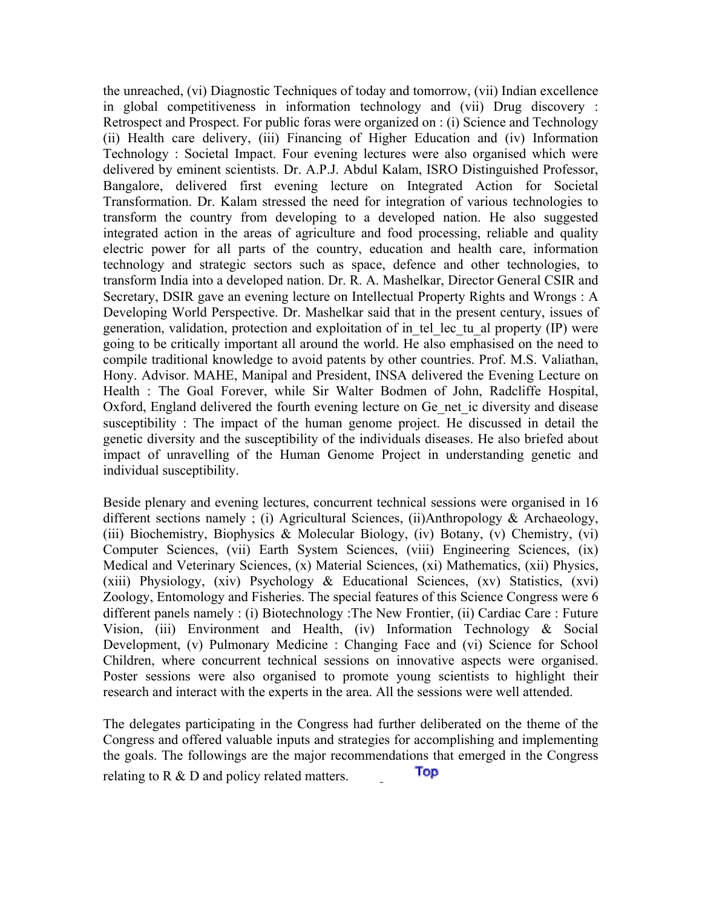the unreached, (vi) Diagnostic Techniques of today and tomorrow, (vii) Indian excellence in global competitiveness in information technology and (vii) Drug discovery : Retrospect and Prospect. For public foras were organized on : (i) Science and Technology (ii) Health care delivery, (iii) Financing of Higher Education and (iv) Information Technology : Societal Impact. Four evening lectures were also organised which were delivered by eminent scientists. Dr. A.P.J. Abdul Kalam, ISRO Distinguished Professor, Bangalore, delivered first evening lecture on Integrated Action for Societal Transformation. Dr. Kalam stressed the need for integration of various technologies to transform the country from developing to a developed nation. He also suggested integrated action in the areas of agriculture and food processing, reliable and quality electric power for all parts of the country, education and health care, information technology and strategic sectors such as space, defence and other technologies, to transform India into a developed nation. Dr. R. A. Mashelkar, Director General CSIR and Secretary, DSIR gave an evening lecture on Intellectual Property Rights and Wrongs : A Developing World Perspective. Dr. Mashelkar said that in the present century, issues of generation, validation, protection and exploitation of in_tel_lec_tu_al property (IP) were going to be critically important all around the world. He also emphasised on the need to compile traditional knowledge to avoid patents by other countries. Prof. M.S. Valiathan, Hony. Advisor. MAHE, Manipal and President, INSA delivered the Evening Lecture on Health : The Goal Forever, while Sir Walter Bodmen of John, Radcliffe Hospital, Oxford, England delivered the fourth evening lecture on Ge_net_ic diversity and disease susceptibility : The impact of the human genome project. He discussed in detail the genetic diversity and the susceptibility of the individuals diseases. He also briefed about impact of unravelling of the Human Genome Project in understanding genetic and individual susceptibility.

Beside plenary and evening lectures, concurrent technical sessions were organised in 16 different sections namely ; (i) Agricultural Sciences, (ii)Anthropology & Archaeology, (iii) Biochemistry, Biophysics & Molecular Biology, (iv) Botany, (v) Chemistry, (vi) Computer Sciences, (vii) Earth System Sciences, (viii) Engineering Sciences, (ix) Medical and Veterinary Sciences, (x) Material Sciences, (xi) Mathematics, (xii) Physics, (xiii) Physiology, (xiv) Psychology & Educational Sciences, (xv) Statistics, (xvi) Zoology, Entomology and Fisheries. The special features of this Science Congress were 6 different panels namely : (i) Biotechnology :The New Frontier, (ii) Cardiac Care : Future Vision, (iii) Environment and Health, (iv) Information Technology & Social Development, (v) Pulmonary Medicine : Changing Face and (vi) Science for School Children, where concurrent technical sessions on innovative aspects were organised. Poster sessions were also organised to promote young scientists to highlight their research and interact with the experts in the area. All the sessions were well attended.

The delegates participating in the Congress had further deliberated on the theme of the Congress and offered valuable inputs and strategies for accomplishing and implementing the goals. The followings are the major recommendations that emerged in the Congress relating to R & D and policy related matters.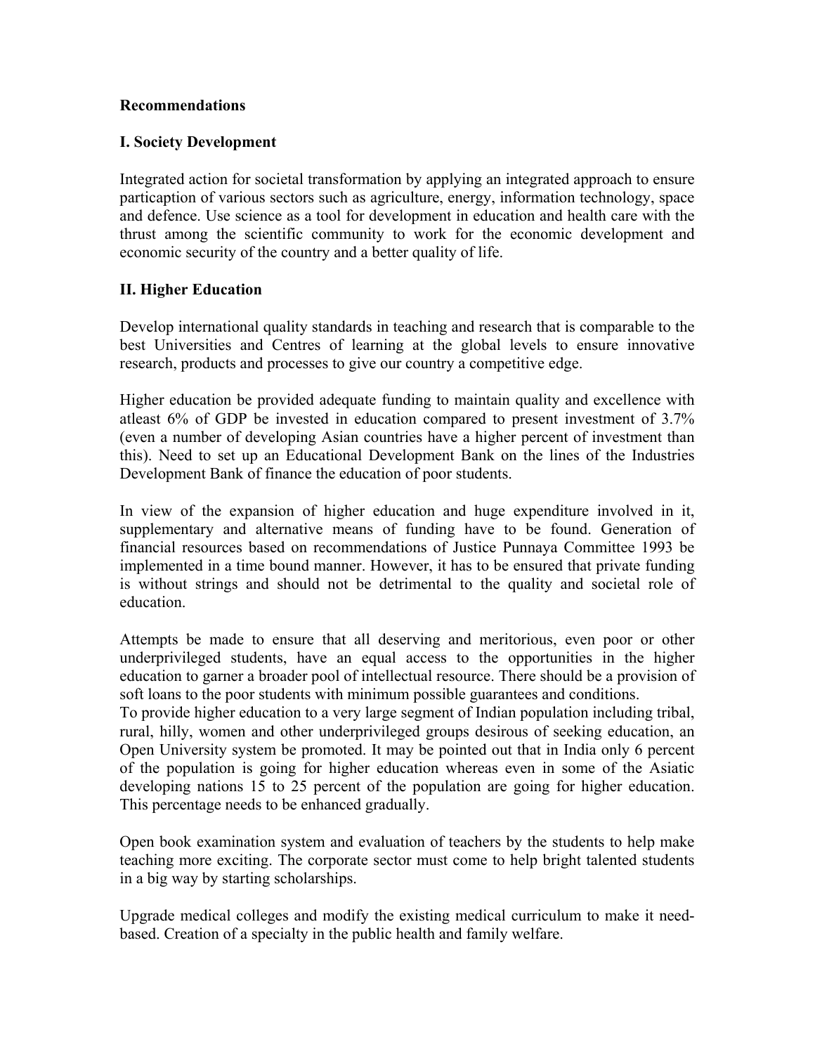**Recommendations**

**I. Society Development**

Integrated action for societal transformation by applying an integrated approach to ensure particaption of various sectors such as agriculture, energy, information technology, space and defence. Use science as a tool for development in education and health care with the thrust among the scientific community to work for the economic development and economic security of the country and a better quality of life.

**II. Higher Education**

Develop international quality standards in teaching and research that is comparable to the best Universities and Centres of learning at the global levels to ensure innovative research, products and processes to give our country a competitive edge.

Higher education be provided adequate funding to maintain quality and excellence with atleast 6% of GDP be invested in education compared to present investment of 3.7% (even a number of developing Asian countries have a higher percent of investment than this). Need to set up an Educational Development Bank on the lines of the Industries Development Bank of finance the education of poor students.

In view of the expansion of higher education and huge expenditure involved in it, supplementary and alternative means of funding have to be found. Generation of financial resources based on recommendations of Justice Punnaya Committee 1993 be implemented in a time bound manner. However, it has to be ensured that private funding is without strings and should not be detrimental to the quality and societal role of education.

Attempts be made to ensure that all deserving and meritorious, even poor or other underprivileged students, have an equal access to the opportunities in the higher education to garner a broader pool of intellectual resource. There should be a provision of soft loans to the poor students with minimum possible guarantees and conditions.
To provide higher education to a very large segment of Indian population including tribal, rural, hilly, women and other underprivileged groups desirous of seeking education, an Open University system be promoted. It may be pointed out that in India only 6 percent of the population is going for higher education whereas even in some of the Asiatic developing nations 15 to 25 percent of the population are going for higher education. This percentage needs to be enhanced gradually.

Open book examination system and evaluation of teachers by the students to help make teaching more exciting. The corporate sector must come to help bright talented students in a big way by starting scholarships.

Upgrade medical colleges and modify the existing medical curriculum to make it need-based. Creation of a specialty in the public health and family welfare.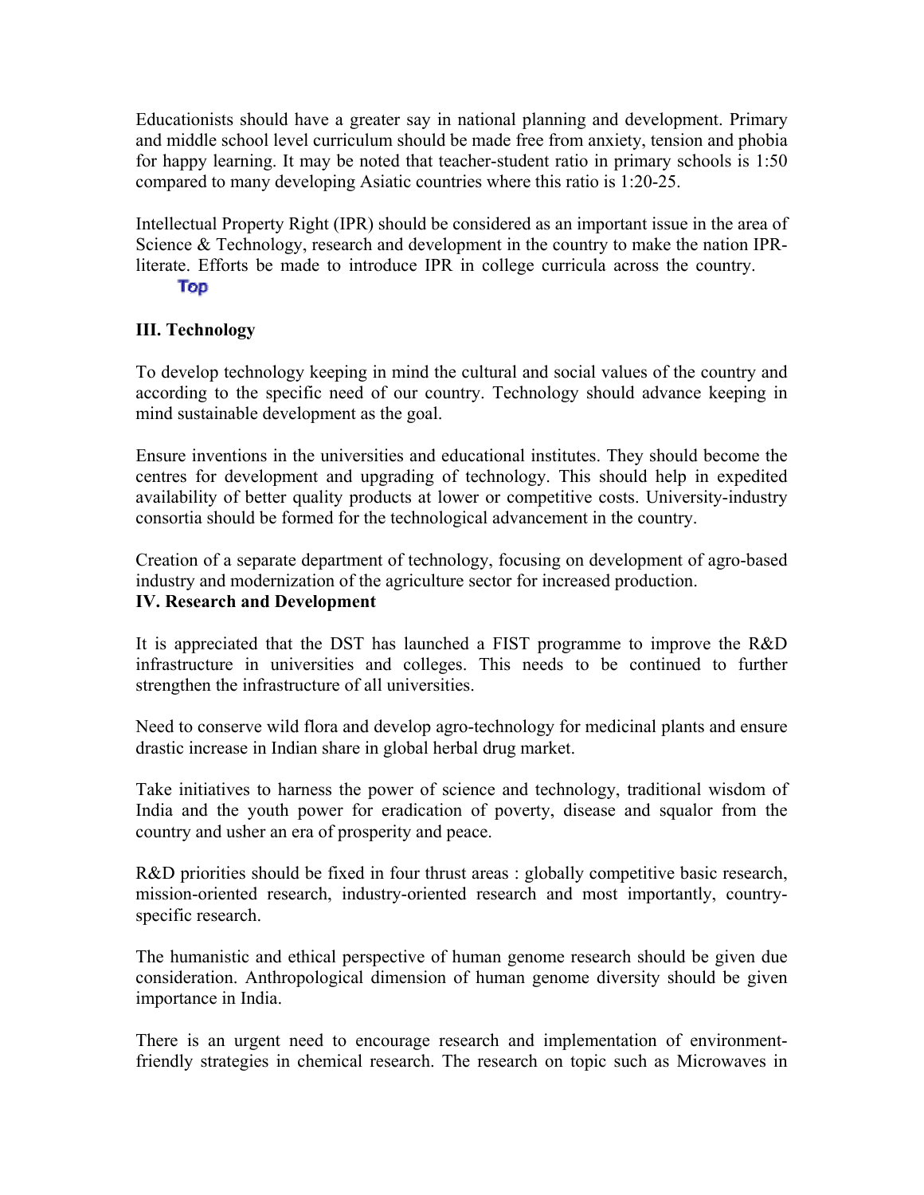Educationists should have a greater say in national planning and development. Primary and middle school level curriculum should be made free from anxiety, tension and phobia for happy learning. It may be noted that teacher-student ratio in primary schools is 1:50 compared to many developing Asiatic countries where this ratio is 1:20-25.

Intellectual Property Right (IPR) should be considered as an important issue in the area of Science & Technology, research and development in the country to make the nation IPR-literate. Efforts be made to introduce IPR in college curricula across the country.

Top

**III. Technology**

To develop technology keeping in mind the cultural and social values of the country and according to the specific need of our country. Technology should advance keeping in mind sustainable development as the goal.

Ensure inventions in the universities and educational institutes. They should become the centres for development and upgrading of technology. This should help in expedited availability of better quality products at lower or competitive costs. University-industry consortia should be formed for the technological advancement in the country.

Creation of a separate department of technology, focusing on development of agro-based industry and modernization of the agriculture sector for increased production.

**IV. Research and Development**

It is appreciated that the DST has launched a FIST programme to improve the R&D infrastructure in universities and colleges. This needs to be continued to further strengthen the infrastructure of all universities.

Need to conserve wild flora and develop agro-technology for medicinal plants and ensure drastic increase in Indian share in global herbal drug market.

Take initiatives to harness the power of science and technology, traditional wisdom of India and the youth power for eradication of poverty, disease and squalor from the country and usher an era of prosperity and peace.

R&D priorities should be fixed in four thrust areas : globally competitive basic research, mission-oriented research, industry-oriented research and most importantly, country-specific research.

The humanistic and ethical perspective of human genome research should be given due consideration. Anthropological dimension of human genome diversity should be given importance in India.

There is an urgent need to encourage research and implementation of environment-friendly strategies in chemical research. The research on topic such as Microwaves in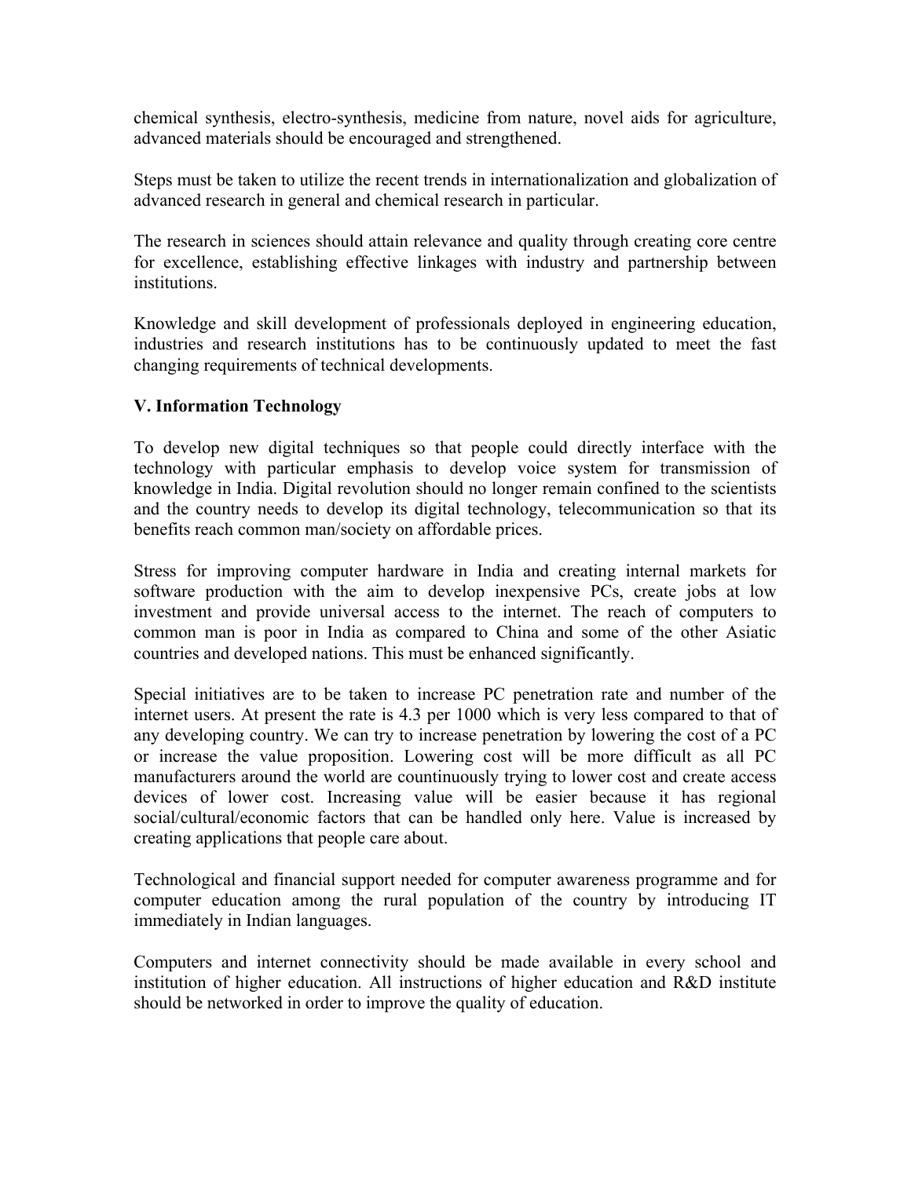chemical synthesis, electro-synthesis, medicine from nature, novel aids for agriculture, advanced materials should be encouraged and strengthened.

Steps must be taken to utilize the recent trends in internationalization and globalization of advanced research in general and chemical research in particular.

The research in sciences should attain relevance and quality through creating core centre for excellence, establishing effective linkages with industry and partnership between institutions.

Knowledge and skill development of professionals deployed in engineering education, industries and research institutions has to be continuously updated to meet the fast changing requirements of technical developments.

**V. Information Technology**

To develop new digital techniques so that people could directly interface with the technology with particular emphasis to develop voice system for transmission of knowledge in India. Digital revolution should no longer remain confined to the scientists and the country needs to develop its digital technology, telecommunication so that its benefits reach common man/society on affordable prices.

Stress for improving computer hardware in India and creating internal markets for software production with the aim to develop inexpensive PCs, create jobs at low investment and provide universal access to the internet. The reach of computers to common man is poor in India as compared to China and some of the other Asiatic countries and developed nations. This must be enhanced significantly.

Special initiatives are to be taken to increase PC penetration rate and number of the internet users. At present the rate is 4.3 per 1000 which is very less compared to that of any developing country. We can try to increase penetration by lowering the cost of a PC or increase the value proposition. Lowering cost will be more difficult as all PC manufacturers around the world are countinuously trying to lower cost and create access devices of lower cost. Increasing value will be easier because it has regional social/cultural/economic factors that can be handled only here. Value is increased by creating applications that people care about.

Technological and financial support needed for computer awareness programme and for computer education among the rural population of the country by introducing IT immediately in Indian languages.

Computers and internet connectivity should be made available in every school and institution of higher education. All instructions of higher education and R&D institute should be networked in order to improve the quality of education.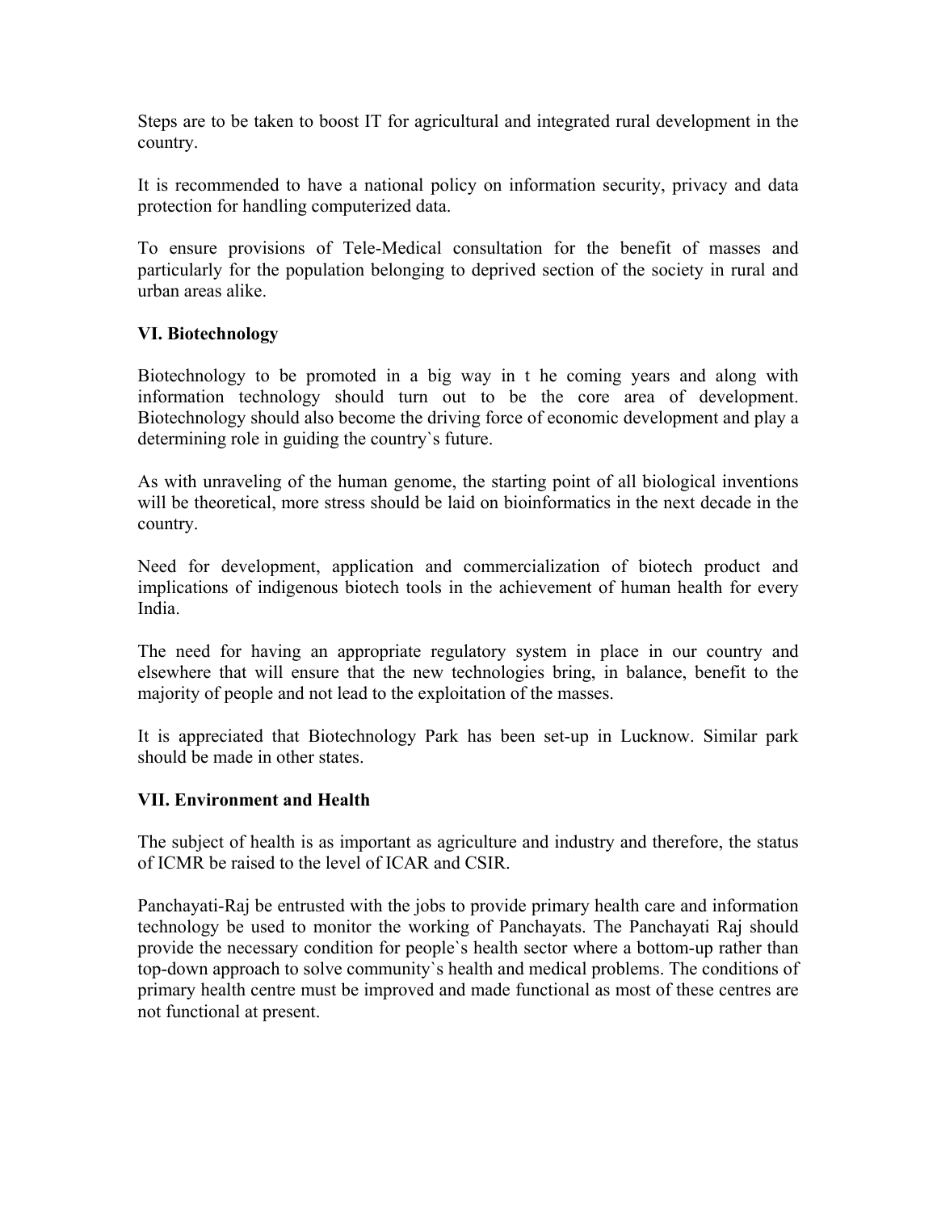Steps are to be taken to boost IT for agricultural and integrated rural development in the country.

It is recommended to have a national policy on information security, privacy and data protection for handling computerized data.

To ensure provisions of Tele-Medical consultation for the benefit of masses and particularly for the population belonging to deprived section of the society in rural and urban areas alike.

**VI. Biotechnology**

Biotechnology to be promoted in a big way in t he coming years and along with information technology should turn out to be the core area of development. Biotechnology should also become the driving force of economic development and play a determining role in guiding the country`s future.

As with unraveling of the human genome, the starting point of all biological inventions will be theoretical, more stress should be laid on bioinformatics in the next decade in the country.

Need for development, application and commercialization of biotech product and implications of indigenous biotech tools in the achievement of human health for every India.

The need for having an appropriate regulatory system in place in our country and elsewhere that will ensure that the new technologies bring, in balance, benefit to the majority of people and not lead to the exploitation of the masses.

It is appreciated that Biotechnology Park has been set-up in Lucknow. Similar park should be made in other states.

**VII. Environment and Health**

The subject of health is as important as agriculture and industry and therefore, the status of ICMR be raised to the level of ICAR and CSIR.

Panchayati-Raj be entrusted with the jobs to provide primary health care and information technology be used to monitor the working of Panchayats. The Panchayati Raj should provide the necessary condition for people`s health sector where a bottom-up rather than top-down approach to solve community`s health and medical problems. The conditions of primary health centre must be improved and made functional as most of these centres are not functional at present.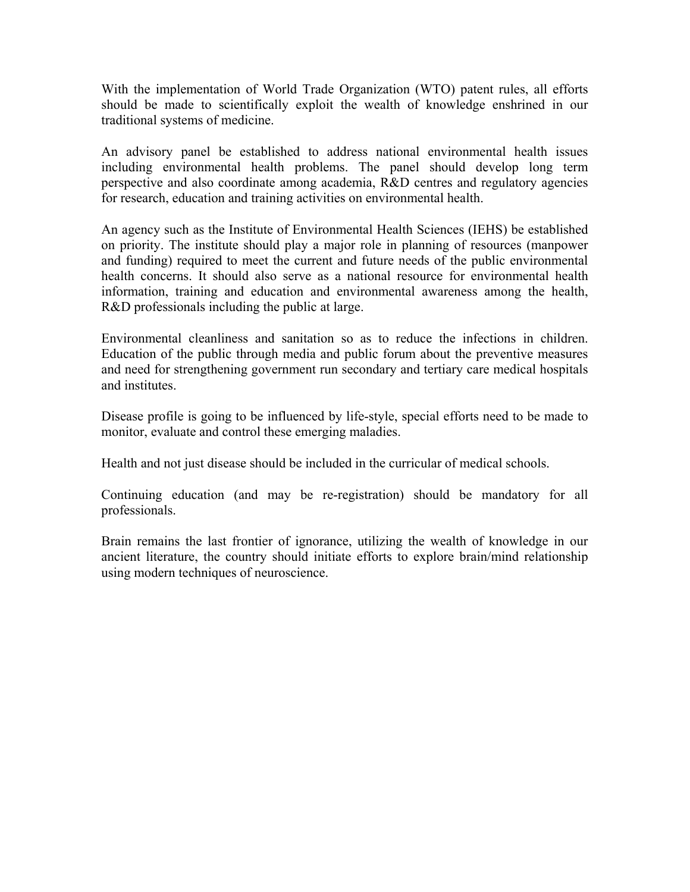With the implementation of World Trade Organization (WTO) patent rules, all efforts should be made to scientifically exploit the wealth of knowledge enshrined in our traditional systems of medicine.

An advisory panel be established to address national environmental health issues including environmental health problems. The panel should develop long term perspective and also coordinate among academia, R&D centres and regulatory agencies for research, education and training activities on environmental health.

An agency such as the Institute of Environmental Health Sciences (IEHS) be established on priority. The institute should play a major role in planning of resources (manpower and funding) required to meet the current and future needs of the public environmental health concerns. It should also serve as a national resource for environmental health information, training and education and environmental awareness among the health, R&D professionals including the public at large.

Environmental cleanliness and sanitation so as to reduce the infections in children. Education of the public through media and public forum about the preventive measures and need for strengthening government run secondary and tertiary care medical hospitals and institutes.

Disease profile is going to be influenced by life-style, special efforts need to be made to monitor, evaluate and control these emerging maladies.

Health and not just disease should be included in the curricular of medical schools.

Continuing education (and may be re-registration) should be mandatory for all professionals.

Brain remains the last frontier of ignorance, utilizing the wealth of knowledge in our ancient literature, the country should initiate efforts to explore brain/mind relationship using modern techniques of neuroscience.